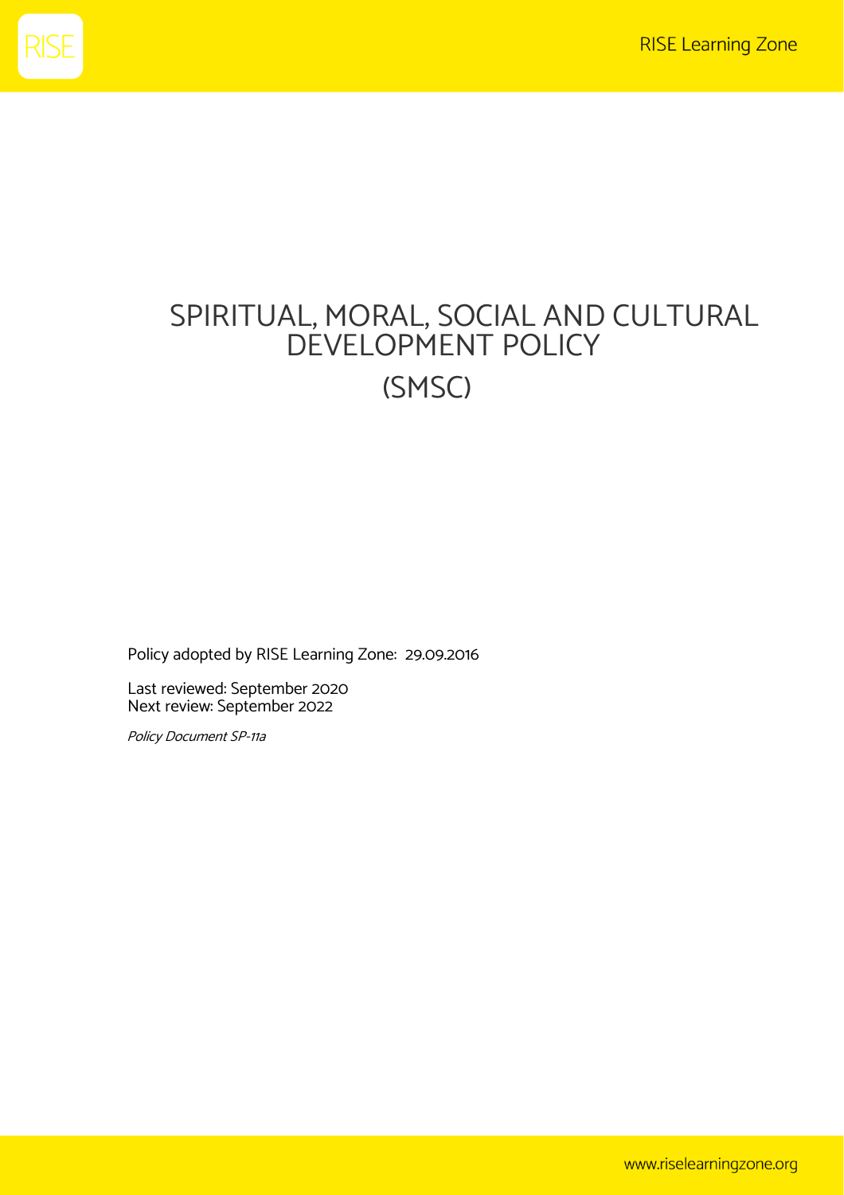# SPIRITUAL, MORAL, SOCIAL AND CULTURAL DEVELOPMENT POLICY

# (SMSC)

Policy adopted by RISE Learning Zone: 29.09.2016

Last reviewed: September 2020
Next review: September 2022

*Policy Document SP-11a*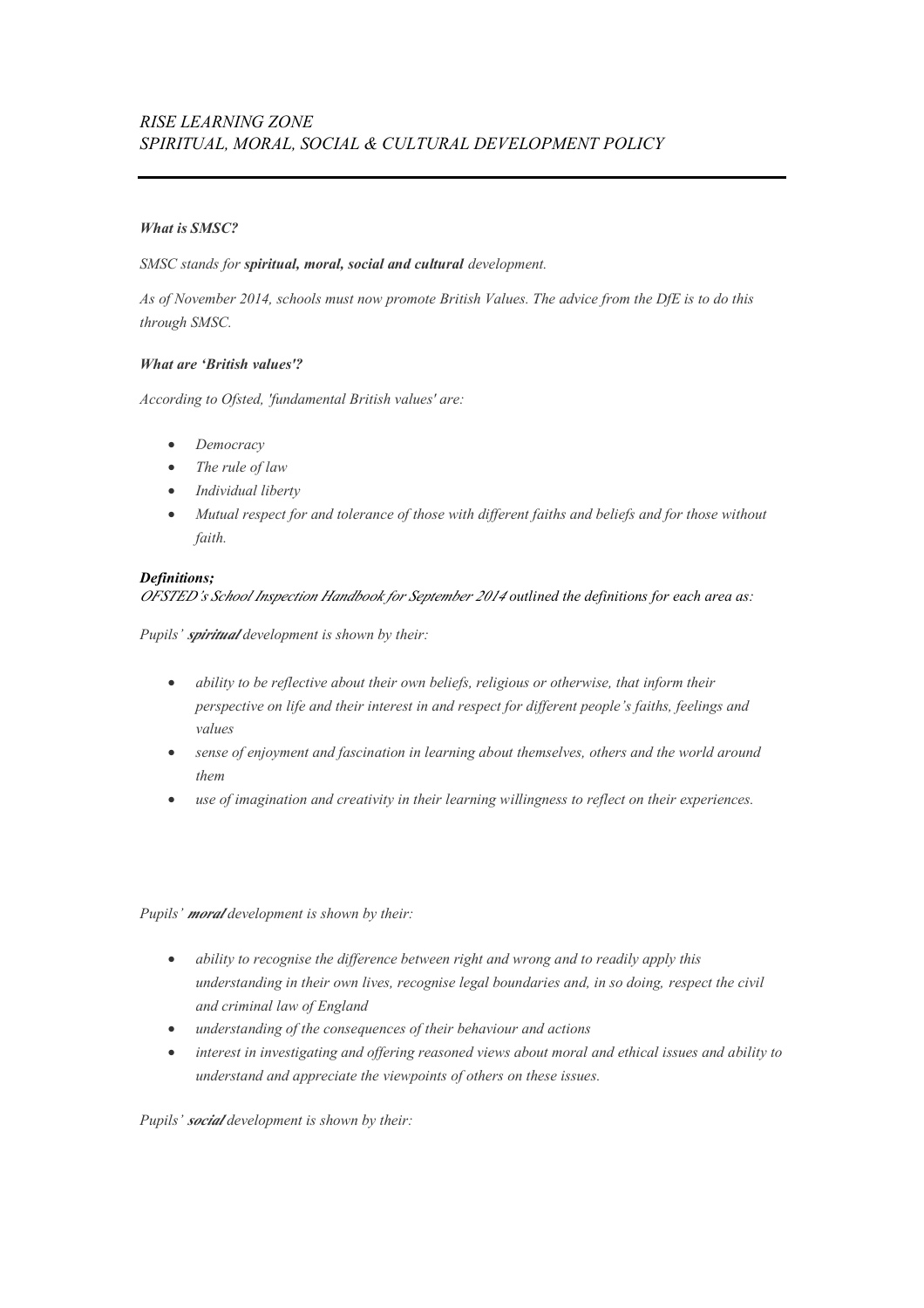# *RISE LEARNING ZONE*
# *SPIRITUAL, MORAL, SOCIAL & CULTURAL DEVELOPMENT POLICY*

---

***What is SMSC?***

*SMSC stands for **spiritual, moral, social and cultural** development.*

*As of November 2014, schools must now promote British Values. The advice from the DfE is to do this through SMSC.*

***What are 'British values'?***

*According to Ofsted, 'fundamental British values' are:*

- *Democracy*
- *The rule of law*
- *Individual liberty*
- *Mutual respect for and tolerance of those with different faiths and beliefs and for those without faith.*

***Definitions;***
*OFSTED's School Inspection Handbook for September 2014* outlined the definitions for each area as:

*Pupils' **spiritual** development is shown by their:*

- *ability to be reflective about their own beliefs, religious or otherwise, that inform their perspective on life and their interest in and respect for different people's faiths, feelings and values*
- *sense of enjoyment and fascination in learning about themselves, others and the world around them*
- *use of imagination and creativity in their learning willingness to reflect on their experiences.*

*Pupils' **moral** development is shown by their:*

- *ability to recognise the difference between right and wrong and to readily apply this understanding in their own lives, recognise legal boundaries and, in so doing, respect the civil and criminal law of England*
- *understanding of the consequences of their behaviour and actions*
- *interest in investigating and offering reasoned views about moral and ethical issues and ability to understand and appreciate the viewpoints of others on these issues.*

*Pupils' **social** development is shown by their:*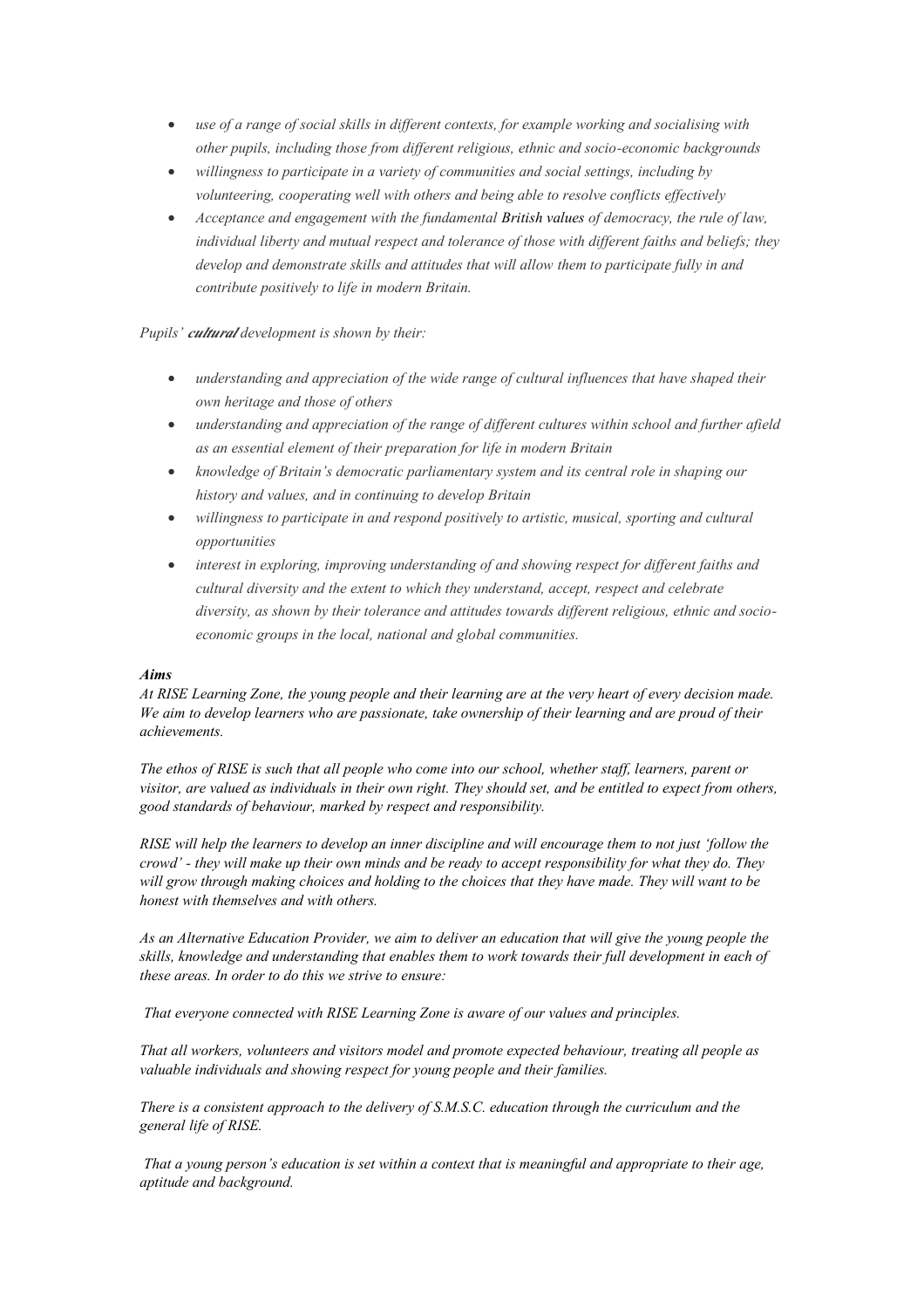- *use of a range of social skills in different contexts, for example working and socialising with other pupils, including those from different religious, ethnic and socio-economic backgrounds*
- *willingness to participate in a variety of communities and social settings, including by volunteering, cooperating well with others and being able to resolve conflicts effectively*
- *Acceptance and engagement with the fundamental* ***British values*** *of democracy, the rule of law, individual liberty and mutual respect and tolerance of those with different faiths and beliefs; they develop and demonstrate skills and attitudes that will allow them to participate fully in and contribute positively to life in modern Britain.*

*Pupils'* ***cultural*** *development is shown by their:*

- *understanding and appreciation of the wide range of cultural influences that have shaped their own heritage and those of others*
- *understanding and appreciation of the range of different cultures within school and further afield as an essential element of their preparation for life in modern Britain*
- *knowledge of Britain's democratic parliamentary system and its central role in shaping our history and values, and in continuing to develop Britain*
- *willingness to participate in and respond positively to artistic, musical, sporting and cultural opportunities*
- *interest in exploring, improving understanding of and showing respect for different faiths and cultural diversity and the extent to which they understand, accept, respect and celebrate diversity, as shown by their tolerance and attitudes towards different religious, ethnic and socio-economic groups in the local, national and global communities.*

***Aims***

*At RISE Learning Zone, the young people and their learning are at the very heart of every decision made. We aim to develop learners who are passionate, take ownership of their learning and are proud of their achievements.*

*The ethos of RISE is such that all people who come into our school, whether staff, learners, parent or visitor, are valued as individuals in their own right. They should set, and be entitled to expect from others, good standards of behaviour, marked by respect and responsibility.*

*RISE will help the learners to develop an inner discipline and will encourage them to not just 'follow the crowd' - they will make up their own minds and be ready to accept responsibility for what they do. They will grow through making choices and holding to the choices that they have made. They will want to be honest with themselves and with others.*

*As an Alternative Education Provider, we aim to deliver an education that will give the young people the skills, knowledge and understanding that enables them to work towards their full development in each of these areas. In order to do this we strive to ensure:*

*That everyone connected with RISE Learning Zone is aware of our values and principles.*

*That all workers, volunteers and visitors model and promote expected behaviour, treating all people as valuable individuals and showing respect for young people and their families.*

*There is a consistent approach to the delivery of S.M.S.C. education through the curriculum and the general life of RISE.*

*That a young person's education is set within a context that is meaningful and appropriate to their age, aptitude and background.*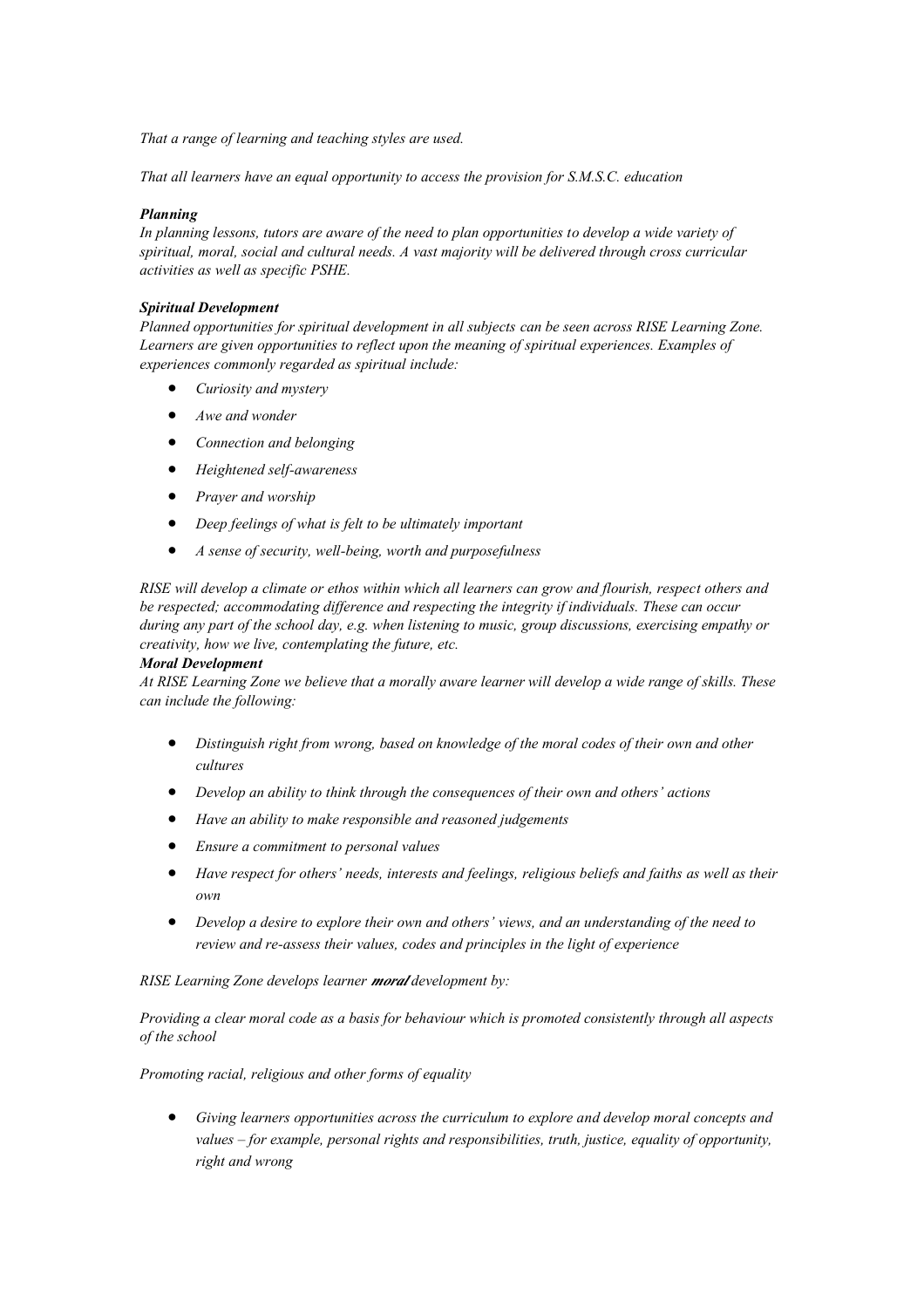*That a range of learning and teaching styles are used.*

*That all learners have an equal opportunity to access the provision for S.M.S.C. education*

***Planning***

*In planning lessons, tutors are aware of the need to plan opportunities to develop a wide variety of spiritual, moral, social and cultural needs. A vast majority will be delivered through cross curricular activities as well as specific PSHE.*

***Spiritual Development***

*Planned opportunities for spiritual development in all subjects can be seen across RISE Learning Zone. Learners are given opportunities to reflect upon the meaning of spiritual experiences. Examples of experiences commonly regarded as spiritual include:*

- *Curiosity and mystery*
- *Awe and wonder*
- *Connection and belonging*
- *Heightened self-awareness*
- *Prayer and worship*
- *Deep feelings of what is felt to be ultimately important*
- *A sense of security, well-being, worth and purposefulness*

*RISE will develop a climate or ethos within which all learners can grow and flourish, respect others and be respected; accommodating difference and respecting the integrity if individuals. These can occur during any part of the school day, e.g. when listening to music, group discussions, exercising empathy or creativity, how we live, contemplating the future, etc.*

***Moral Development***

*At RISE Learning Zone we believe that a morally aware learner will develop a wide range of skills. These can include the following:*

- *Distinguish right from wrong, based on knowledge of the moral codes of their own and other cultures*
- *Develop an ability to think through the consequences of their own and others' actions*
- *Have an ability to make responsible and reasoned judgements*
- *Ensure a commitment to personal values*
- *Have respect for others' needs, interests and feelings, religious beliefs and faiths as well as their own*
- *Develop a desire to explore their own and others' views, and an understanding of the need to review and re-assess their values, codes and principles in the light of experience*

*RISE Learning Zone develops learner **moral** development by:*

*Providing a clear moral code as a basis for behaviour which is promoted consistently through all aspects of the school*

*Promoting racial, religious and other forms of equality*

- *Giving learners opportunities across the curriculum to explore and develop moral concepts and values – for example, personal rights and responsibilities, truth, justice, equality of opportunity, right and wrong*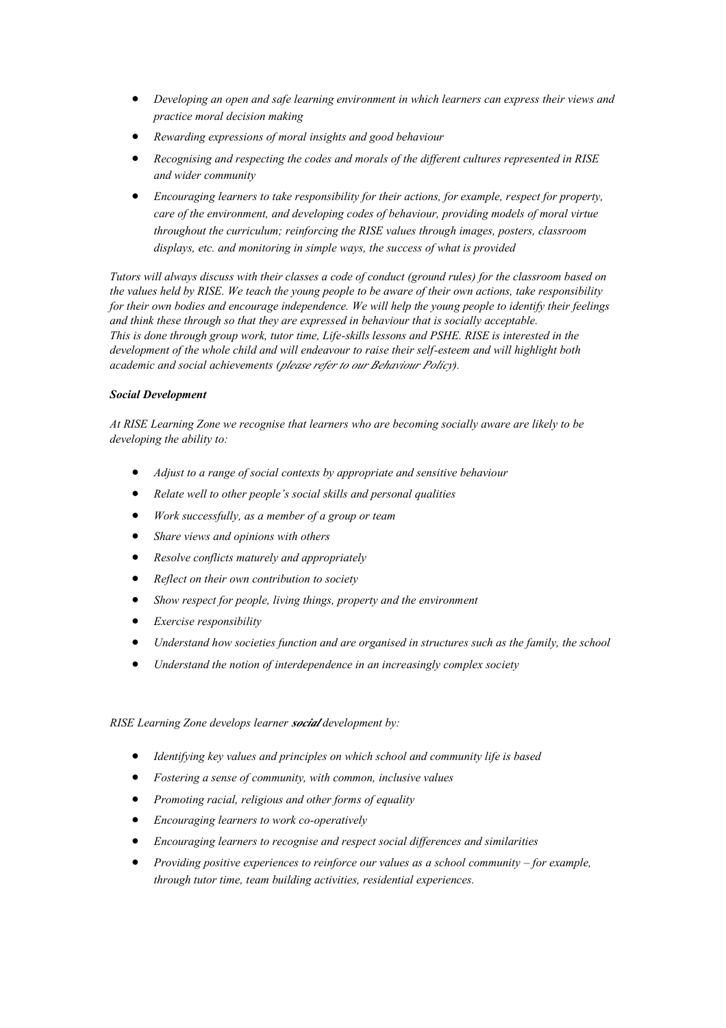- *Developing an open and safe learning environment in which learners can express their views and practice moral decision making*
- *Rewarding expressions of moral insights and good behaviour*
- *Recognising and respecting the codes and morals of the different cultures represented in RISE and wider community*
- *Encouraging learners to take responsibility for their actions, for example, respect for property, care of the environment, and developing codes of behaviour, providing models of moral virtue throughout the curriculum; reinforcing the RISE values through images, posters, classroom displays, etc. and monitoring in simple ways, the success of what is provided*

*Tutors will always discuss with their classes a code of conduct (ground rules) for the classroom based on the values held by RISE. We teach the young people to be aware of their own actions, take responsibility for their own bodies and encourage independence. We will help the young people to identify their feelings and think these through so that they are expressed in behaviour that is socially acceptable.*
*This is done through group work, tutor time, Life-skills lessons and PSHE. RISE is interested in the development of the whole child and will endeavour to raise their self-esteem and will highlight both academic and social achievements (please refer to our Behaviour Policy).*

***Social Development***

*At RISE Learning Zone we recognise that learners who are becoming socially aware are likely to be developing the ability to:*

- *Adjust to a range of social contexts by appropriate and sensitive behaviour*
- *Relate well to other people's social skills and personal qualities*
- *Work successfully, as a member of a group or team*
- *Share views and opinions with others*
- *Resolve conflicts maturely and appropriately*
- *Reflect on their own contribution to society*
- *Show respect for people, living things, property and the environment*
- *Exercise responsibility*
- *Understand how societies function and are organised in structures such as the family, the school*
- *Understand the notion of interdependence in an increasingly complex society*

*RISE Learning Zone develops learner **social** development by:*

- *Identifying key values and principles on which school and community life is based*
- *Fostering a sense of community, with common, inclusive values*
- *Promoting racial, religious and other forms of equality*
- *Encouraging learners to work co-operatively*
- *Encouraging learners to recognise and respect social differences and similarities*
- *Providing positive experiences to reinforce our values as a school community – for example, through tutor time, team building activities, residential experiences.*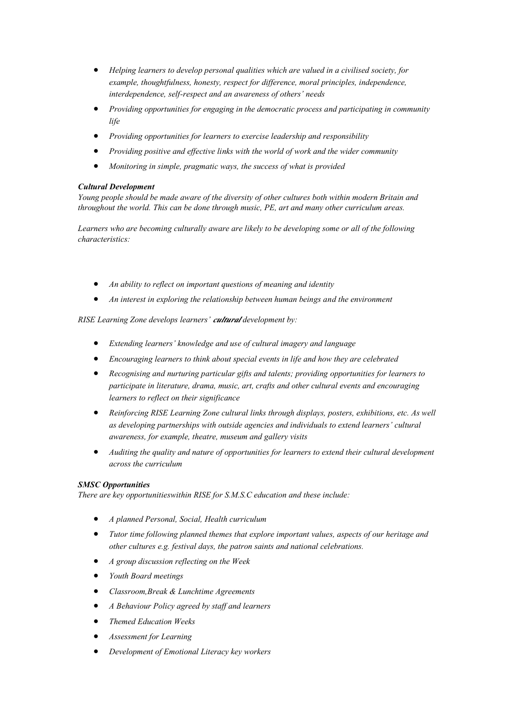- *Helping learners to develop personal qualities which are valued in a civilised society, for example, thoughtfulness, honesty, respect for difference, moral principles, independence, interdependence, self-respect and an awareness of others' needs*
- *Providing opportunities for engaging in the democratic process and participating in community life*
- *Providing opportunities for learners to exercise leadership and responsibility*
- *Providing positive and effective links with the world of work and the wider community*
- *Monitoring in simple, pragmatic ways, the success of what is provided*

***Cultural Development***

*Young people should be made aware of the diversity of other cultures both within modern Britain and throughout the world. This can be done through music, PE, art and many other curriculum areas.*

*Learners who are becoming culturally aware are likely to be developing some or all of the following characteristics:*

- *An ability to reflect on important questions of meaning and identity*
- *An interest in exploring the relationship between human beings and the environment*

*RISE Learning Zone develops learners' **cultural** development by:*

- *Extending learners' knowledge and use of cultural imagery and language*
- *Encouraging learners to think about special events in life and how they are celebrated*
- *Recognising and nurturing particular gifts and talents; providing opportunities for learners to participate in literature, drama, music, art, crafts and other cultural events and encouraging learners to reflect on their significance*
- *Reinforcing RISE Learning Zone cultural links through displays, posters, exhibitions, etc. As well as developing partnerships with outside agencies and individuals to extend learners' cultural awareness, for example, theatre, museum and gallery visits*
- *Auditing the quality and nature of opportunities for learners to extend their cultural development across the curriculum*

***SMSC Opportunities***

*There are key opportunitieswithin RISE for S.M.S.C education and these include:*

- *A planned Personal, Social, Health curriculum*
- *Tutor time following planned themes that explore important values, aspects of our heritage and other cultures e.g. festival days, the patron saints and national celebrations.*
- *A group discussion reflecting on the Week*
- *Youth Board meetings*
- *Classroom,Break & Lunchtime Agreements*
- *A Behaviour Policy agreed by staff and learners*
- *Themed Education Weeks*
- *Assessment for Learning*
- *Development of Emotional Literacy key workers*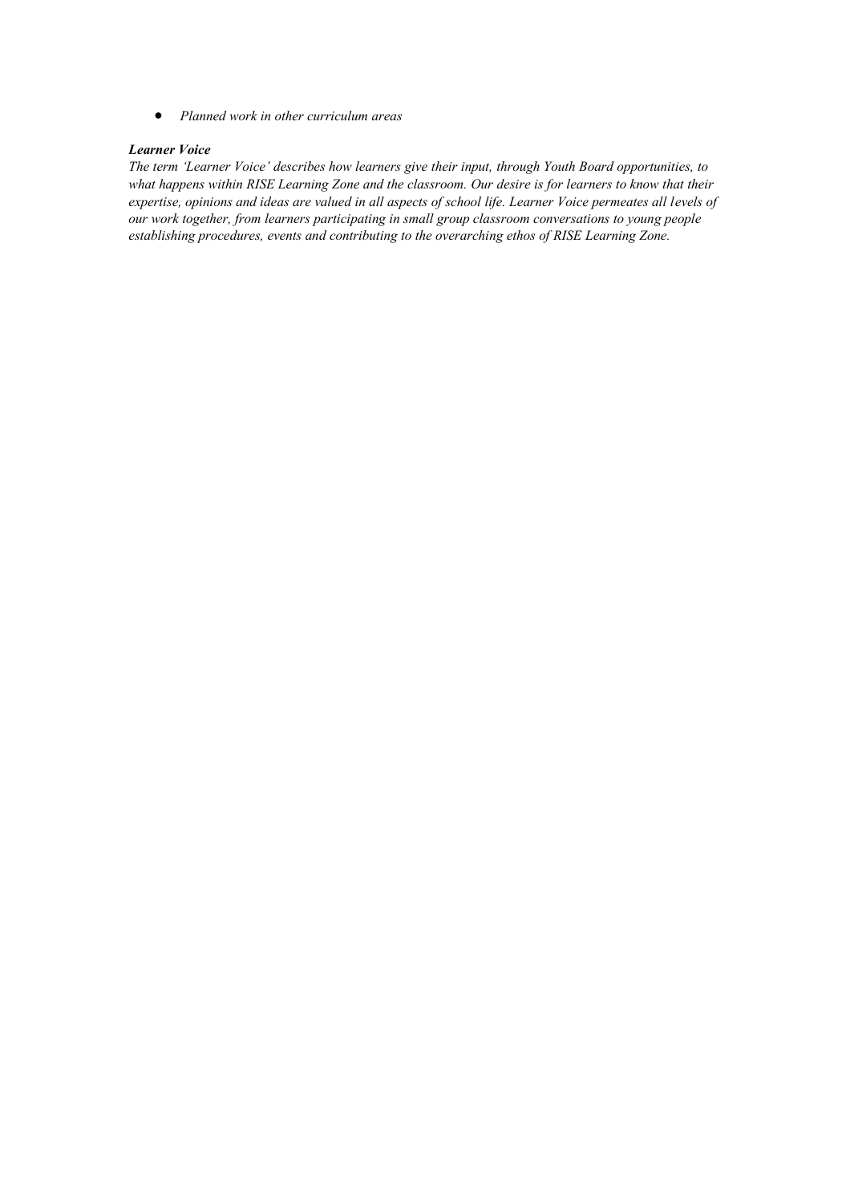- *Planned work in other curriculum areas*

***Learner Voice***

*The term 'Learner Voice' describes how learners give their input, through Youth Board opportunities, to what happens within RISE Learning Zone and the classroom. Our desire is for learners to know that their expertise, opinions and ideas are valued in all aspects of school life. Learner Voice permeates all levels of our work together, from learners participating in small group classroom conversations to young people establishing procedures, events and contributing to the overarching ethos of RISE Learning Zone.*